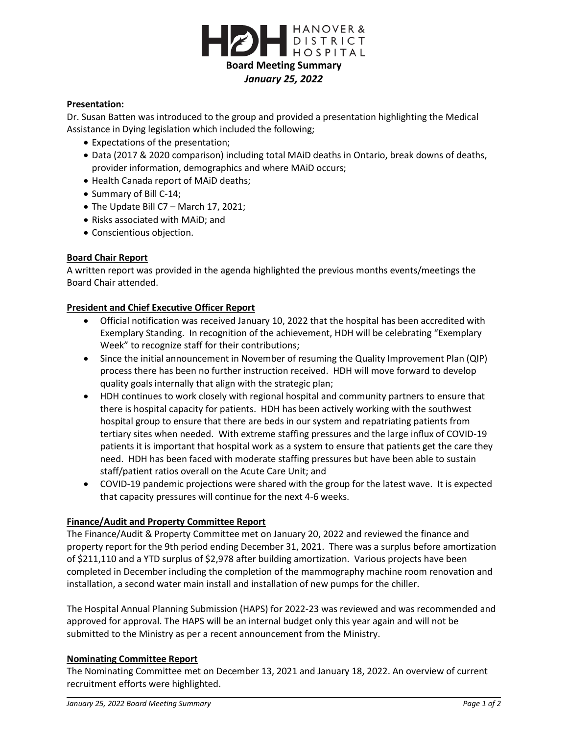# HANOVER & DISTRICT HOSPITAL

## Board Meeting Summary

***January 25, 2022***

### Presentation:

Dr. Susan Batten was introduced to the group and provided a presentation highlighting the Medical Assistance in Dying legislation which included the following;

- Expectations of the presentation;
- Data (2017 & 2020 comparison) including total MAiD deaths in Ontario, break downs of deaths, provider information, demographics and where MAiD occurs;
- Health Canada report of MAiD deaths;
- Summary of Bill C-14;
- The Update Bill C7 – March 17, 2021;
- Risks associated with MAiD; and
- Conscientious objection.

### Board Chair Report

A written report was provided in the agenda highlighted the previous months events/meetings the Board Chair attended.

### President and Chief Executive Officer Report

- Official notification was received January 10, 2022 that the hospital has been accredited with Exemplary Standing. In recognition of the achievement, HDH will be celebrating "Exemplary Week" to recognize staff for their contributions;
- Since the initial announcement in November of resuming the Quality Improvement Plan (QIP) process there has been no further instruction received. HDH will move forward to develop quality goals internally that align with the strategic plan;
- HDH continues to work closely with regional hospital and community partners to ensure that there is hospital capacity for patients. HDH has been actively working with the southwest hospital group to ensure that there are beds in our system and repatriating patients from tertiary sites when needed. With extreme staffing pressures and the large influx of COVID-19 patients it is important that hospital work as a system to ensure that patients get the care they need. HDH has been faced with moderate staffing pressures but have been able to sustain staff/patient ratios overall on the Acute Care Unit; and
- COVID-19 pandemic projections were shared with the group for the latest wave. It is expected that capacity pressures will continue for the next 4-6 weeks.

### Finance/Audit and Property Committee Report

The Finance/Audit & Property Committee met on January 20, 2022 and reviewed the finance and property report for the 9th period ending December 31, 2021. There was a surplus before amortization of $211,110 and a YTD surplus of $2,978 after building amortization. Various projects have been completed in December including the completion of the mammography machine room renovation and installation, a second water main install and installation of new pumps for the chiller.

The Hospital Annual Planning Submission (HAPS) for 2022-23 was reviewed and was recommended and approved for approval. The HAPS will be an internal budget only this year again and will not be submitted to the Ministry as per a recent announcement from the Ministry.

### Nominating Committee Report

The Nominating Committee met on December 13, 2021 and January 18, 2022. An overview of current recruitment efforts were highlighted.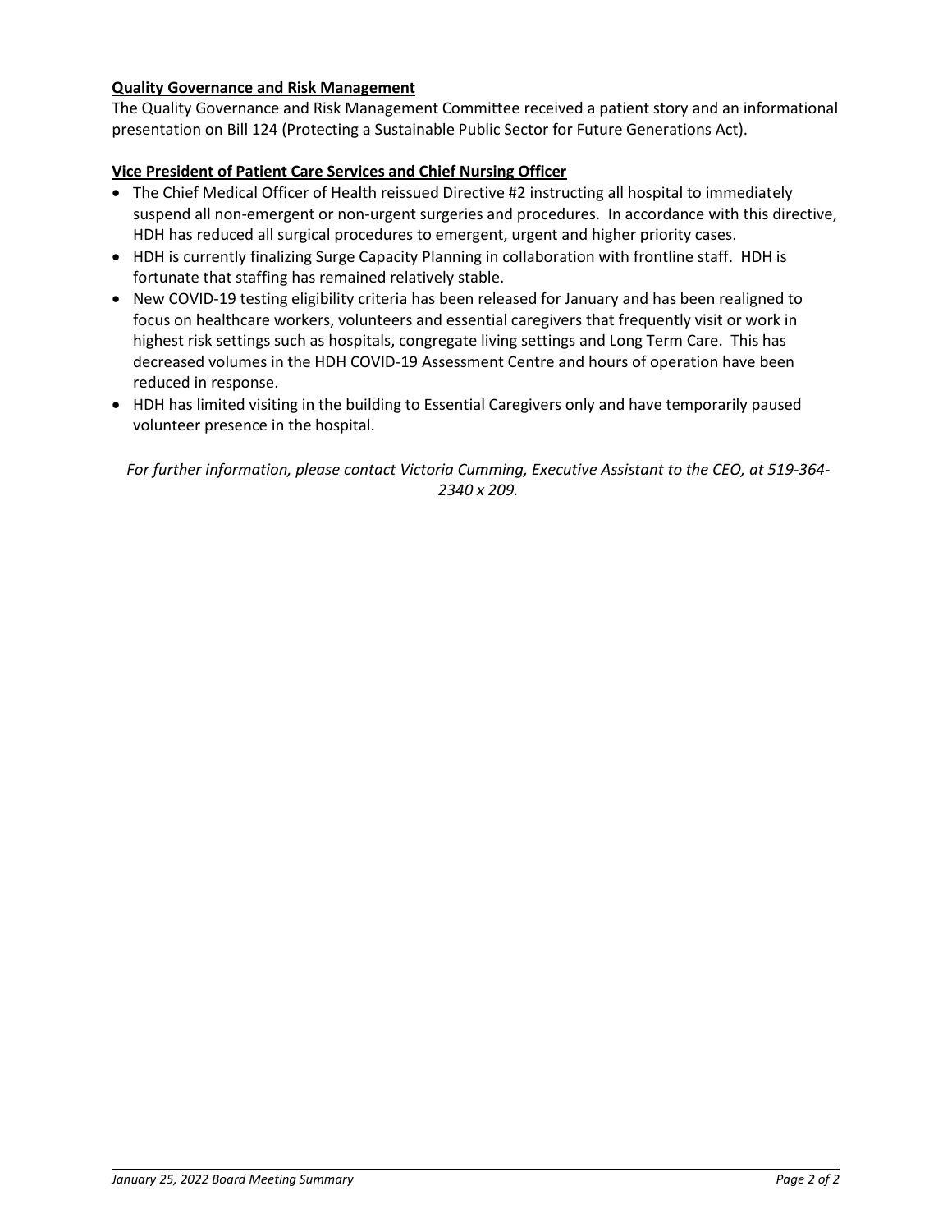**Quality Governance and Risk Management**

The Quality Governance and Risk Management Committee received a patient story and an informational presentation on Bill 124 (Protecting a Sustainable Public Sector for Future Generations Act).

**Vice President of Patient Care Services and Chief Nursing Officer**

- The Chief Medical Officer of Health reissued Directive #2 instructing all hospital to immediately suspend all non-emergent or non-urgent surgeries and procedures. In accordance with this directive, HDH has reduced all surgical procedures to emergent, urgent and higher priority cases.
- HDH is currently finalizing Surge Capacity Planning in collaboration with frontline staff. HDH is fortunate that staffing has remained relatively stable.
- New COVID-19 testing eligibility criteria has been released for January and has been realigned to focus on healthcare workers, volunteers and essential caregivers that frequently visit or work in highest risk settings such as hospitals, congregate living settings and Long Term Care. This has decreased volumes in the HDH COVID-19 Assessment Centre and hours of operation have been reduced in response.
- HDH has limited visiting in the building to Essential Caregivers only and have temporarily paused volunteer presence in the hospital.

*For further information, please contact Victoria Cumming, Executive Assistant to the CEO, at 519-364-2340 x 209.*